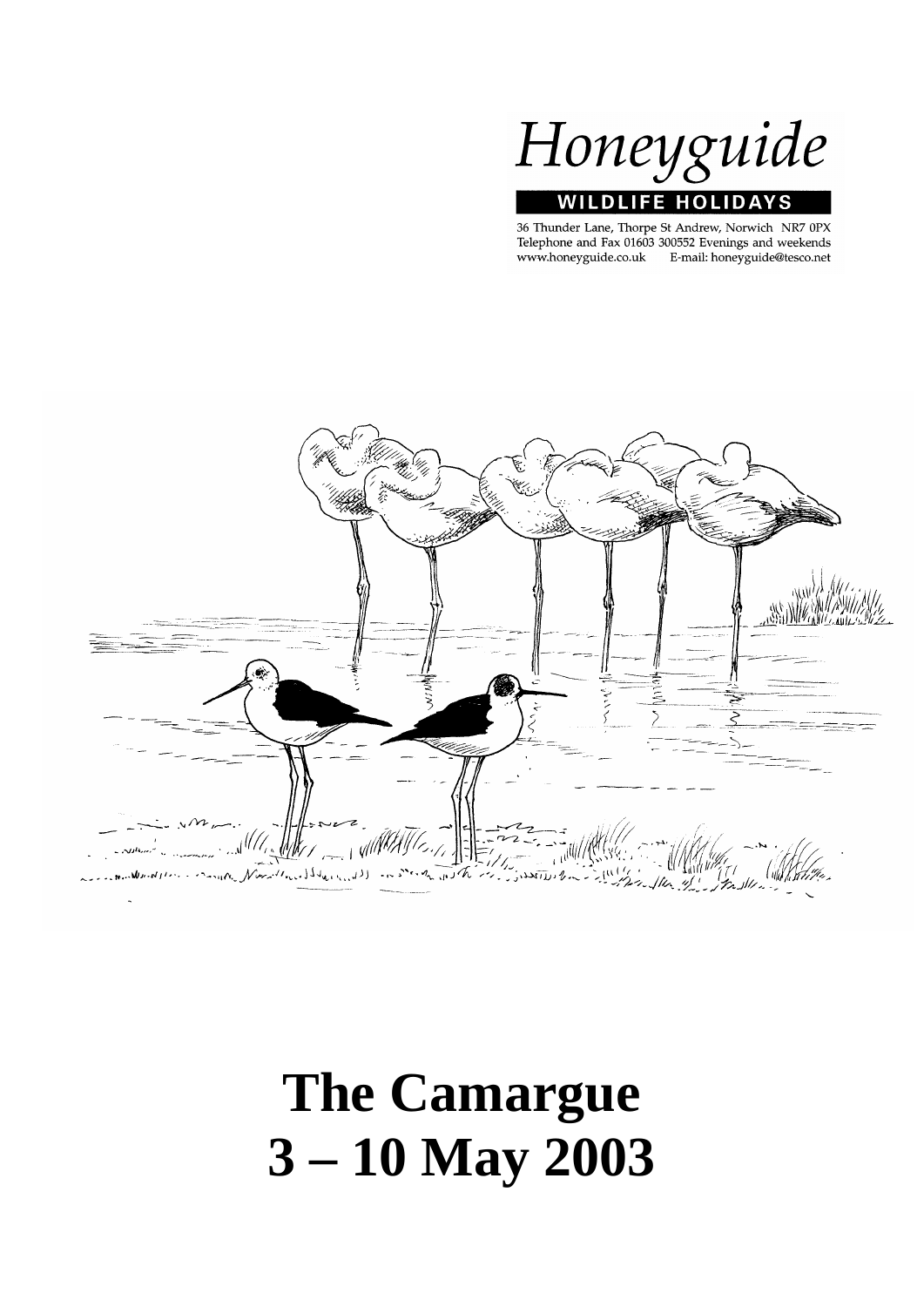Honeyguide

**WILDLIFE HOLIDAYS**

36 Thunder Lane, Thorpe St Andrew, Norwich NR7 0PX
Telephone and Fax 01603 300552 Evenings and weekends
www.honeyguide.co.uk E-mail: honeyguide@tesco.net

# The Camargue
# 3 – 10 May 2003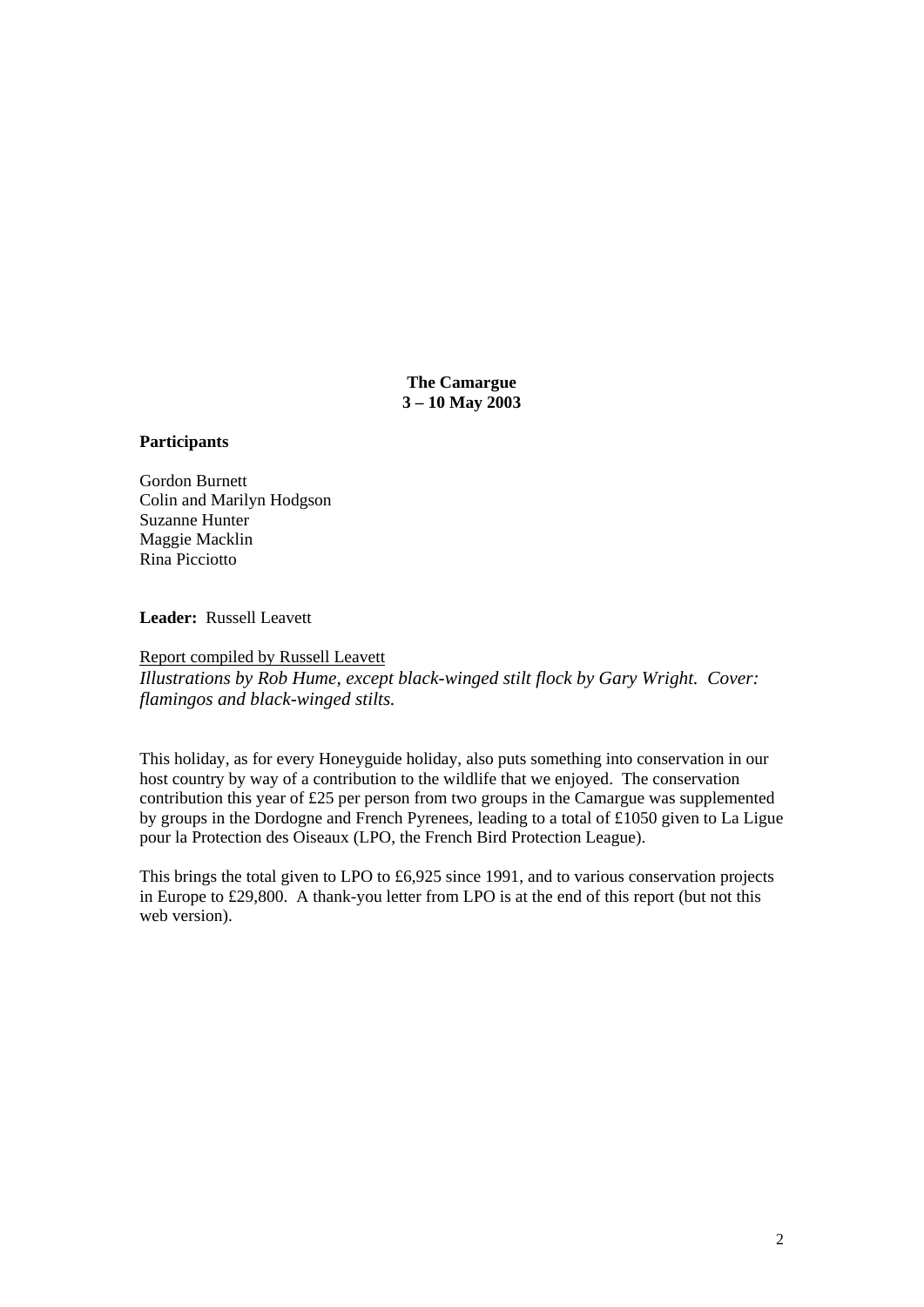**The Camargue**
**3 – 10 May 2003**

**Participants**

Gordon Burnett
Colin and Marilyn Hodgson
Suzanne Hunter
Maggie Macklin
Rina Picciotto

**Leader:** Russell Leavett

Report compiled by Russell Leavett
*Illustrations by Rob Hume, except black-winged stilt flock by Gary Wright. Cover: flamingos and black-winged stilts.*

This holiday, as for every Honeyguide holiday, also puts something into conservation in our host country by way of a contribution to the wildlife that we enjoyed. The conservation contribution this year of £25 per person from two groups in the Camargue was supplemented by groups in the Dordogne and French Pyrenees, leading to a total of £1050 given to La Ligue pour la Protection des Oiseaux (LPO, the French Bird Protection League).

This brings the total given to LPO to £6,925 since 1991, and to various conservation projects in Europe to £29,800. A thank-you letter from LPO is at the end of this report (but not this web version).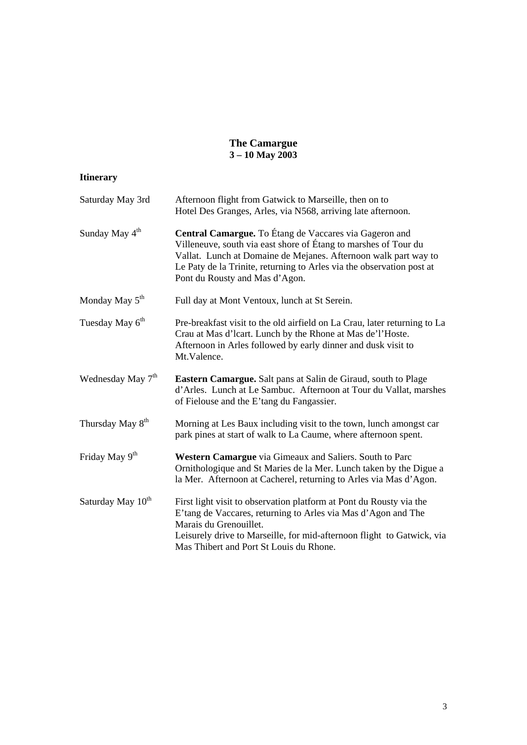# The Camargue
## 3 – 10 May 2003

### Itinerary

| | |
|---|---|
| Saturday May 3rd | Afternoon flight from Gatwick to Marseille, then on to Hotel Des Granges, Arles, via N568, arriving late afternoon. |
| Sunday May 4th | **Central Camargue.** To Étang de Vaccares via Gageron and Villeneuve, south via east shore of Étang to marshes of Tour du Vallat. Lunch at Domaine de Mejanes. Afternoon walk part way to Le Paty de la Trinite, returning to Arles via the observation post at Pont du Rousty and Mas d'Agon. |
| Monday May 5th | Full day at Mont Ventoux, lunch at St Serein. |
| Tuesday May 6th | Pre-breakfast visit to the old airfield on La Crau, later returning to La Crau at Mas d'lcart. Lunch by the Rhone at Mas de'l'Hoste. Afternoon in Arles followed by early dinner and dusk visit to Mt.Valence. |
| Wednesday May 7th | **Eastern Camargue.** Salt pans at Salin de Giraud, south to Plage d'Arles. Lunch at Le Sambuc. Afternoon at Tour du Vallat, marshes of Fielouse and the E'tang du Fangassier. |
| Thursday May 8th | Morning at Les Baux including visit to the town, lunch amongst car park pines at start of walk to La Caume, where afternoon spent. |
| Friday May 9th | **Western Camargue** via Gimeaux and Saliers. South to Parc Ornithologique and St Maries de la Mer. Lunch taken by the Digue a la Mer. Afternoon at Cacherel, returning to Arles via Mas d'Agon. |
| Saturday May 10th | First light visit to observation platform at Pont du Rousty via the E'tang de Vaccares, returning to Arles via Mas d'Agon and The Marais du Grenouillet. Leisurely drive to Marseille, for mid-afternoon flight to Gatwick, via Mas Thibert and Port St Louis du Rhone. |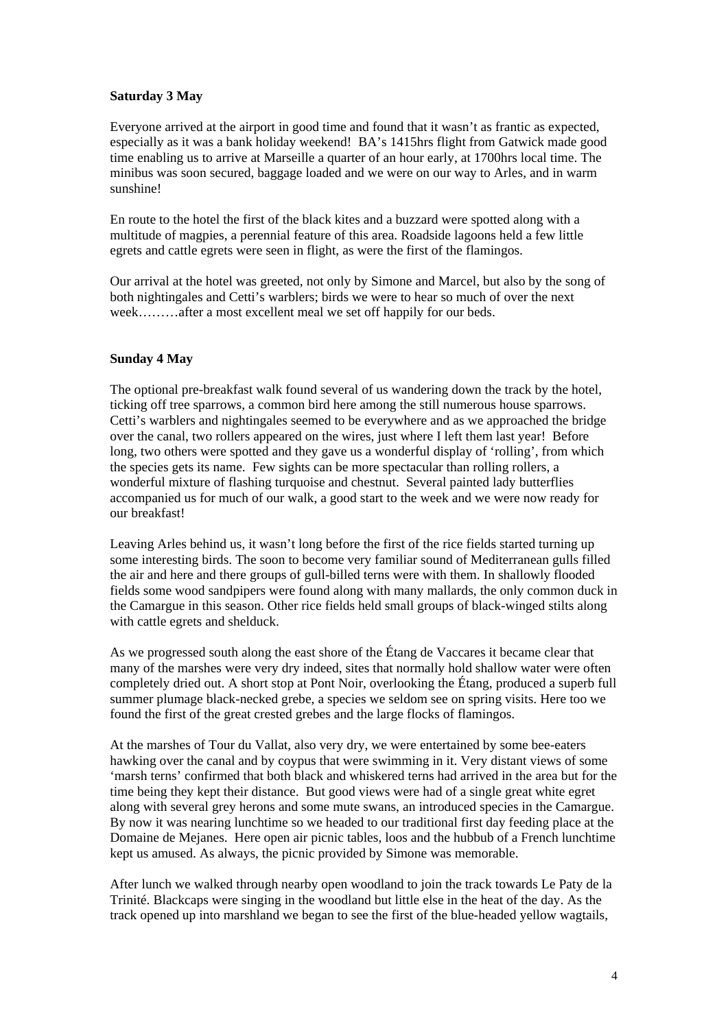**Saturday 3 May**

Everyone arrived at the airport in good time and found that it wasn't as frantic as expected, especially as it was a bank holiday weekend! BA's 1415hrs flight from Gatwick made good time enabling us to arrive at Marseille a quarter of an hour early, at 1700hrs local time. The minibus was soon secured, baggage loaded and we were on our way to Arles, and in warm sunshine!

En route to the hotel the first of the black kites and a buzzard were spotted along with a multitude of magpies, a perennial feature of this area. Roadside lagoons held a few little egrets and cattle egrets were seen in flight, as were the first of the flamingos.

Our arrival at the hotel was greeted, not only by Simone and Marcel, but also by the song of both nightingales and Cetti's warblers; birds we were to hear so much of over the next week………after a most excellent meal we set off happily for our beds.

**Sunday 4 May**

The optional pre-breakfast walk found several of us wandering down the track by the hotel, ticking off tree sparrows, a common bird here among the still numerous house sparrows. Cetti's warblers and nightingales seemed to be everywhere and as we approached the bridge over the canal, two rollers appeared on the wires, just where I left them last year! Before long, two others were spotted and they gave us a wonderful display of 'rolling', from which the species gets its name. Few sights can be more spectacular than rolling rollers, a wonderful mixture of flashing turquoise and chestnut. Several painted lady butterflies accompanied us for much of our walk, a good start to the week and we were now ready for our breakfast!

Leaving Arles behind us, it wasn't long before the first of the rice fields started turning up some interesting birds. The soon to become very familiar sound of Mediterranean gulls filled the air and here and there groups of gull-billed terns were with them. In shallowly flooded fields some wood sandpipers were found along with many mallards, the only common duck in the Camargue in this season. Other rice fields held small groups of black-winged stilts along with cattle egrets and shelduck.

As we progressed south along the east shore of the Étang de Vaccares it became clear that many of the marshes were very dry indeed, sites that normally hold shallow water were often completely dried out. A short stop at Pont Noir, overlooking the Étang, produced a superb full summer plumage black-necked grebe, a species we seldom see on spring visits. Here too we found the first of the great crested grebes and the large flocks of flamingos.

At the marshes of Tour du Vallat, also very dry, we were entertained by some bee-eaters hawking over the canal and by coypus that were swimming in it. Very distant views of some 'marsh terns' confirmed that both black and whiskered terns had arrived in the area but for the time being they kept their distance. But good views were had of a single great white egret along with several grey herons and some mute swans, an introduced species in the Camargue. By now it was nearing lunchtime so we headed to our traditional first day feeding place at the Domaine de Mejanes. Here open air picnic tables, loos and the hubbub of a French lunchtime kept us amused. As always, the picnic provided by Simone was memorable.

After lunch we walked through nearby open woodland to join the track towards Le Paty de la Trinité. Blackcaps were singing in the woodland but little else in the heat of the day. As the track opened up into marshland we began to see the first of the blue-headed yellow wagtails,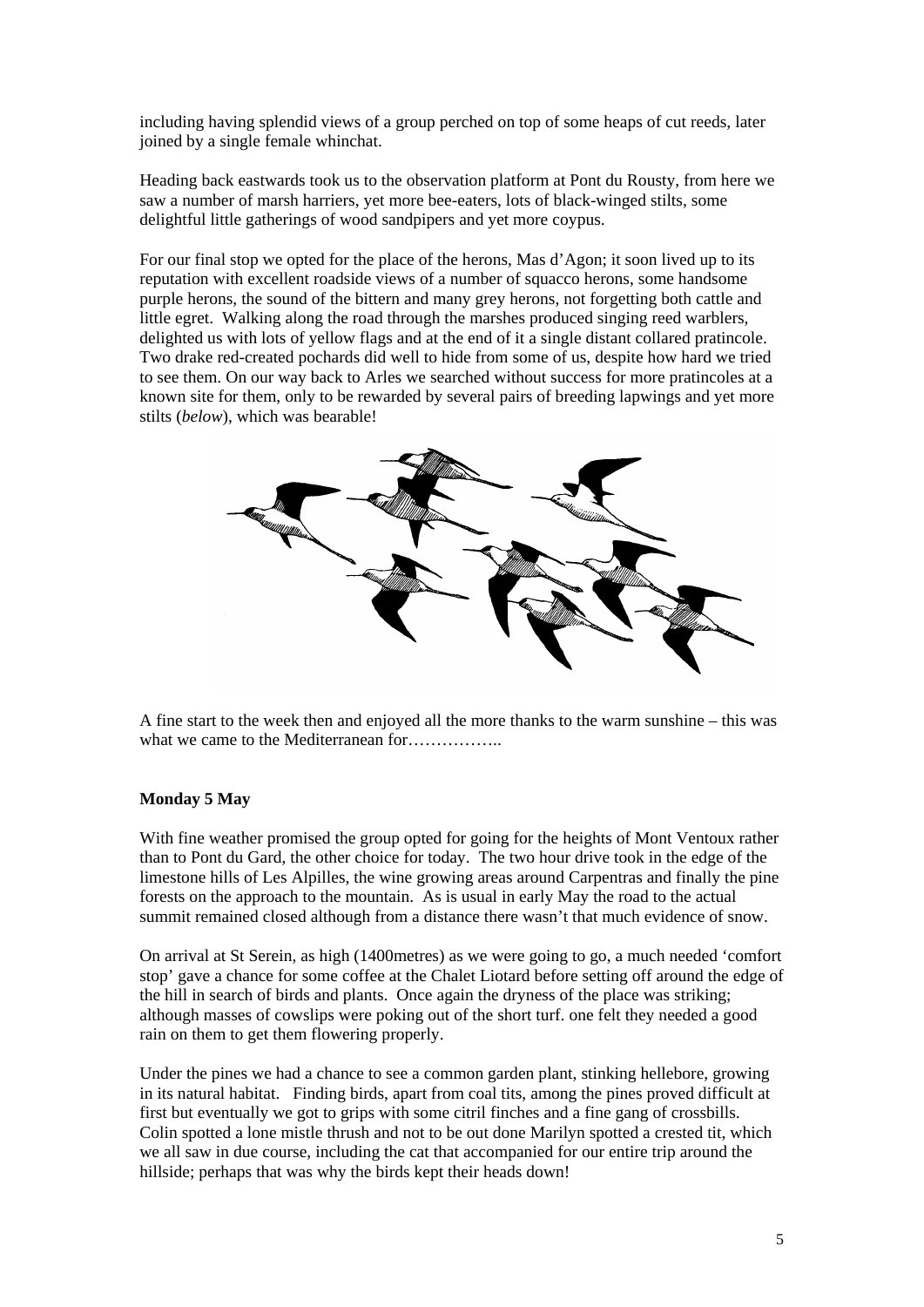including having splendid views of a group perched on top of some heaps of cut reeds, later joined by a single female whinchat.

Heading back eastwards took us to the observation platform at Pont du Rousty, from here we saw a number of marsh harriers, yet more bee-eaters, lots of black-winged stilts, some delightful little gatherings of wood sandpipers and yet more coypus.

For our final stop we opted for the place of the herons, Mas d'Agon; it soon lived up to its reputation with excellent roadside views of a number of squacco herons, some handsome purple herons, the sound of the bittern and many grey herons, not forgetting both cattle and little egret. Walking along the road through the marshes produced singing reed warblers, delighted us with lots of yellow flags and at the end of it a single distant collared pratincole. Two drake red-created pochards did well to hide from some of us, despite how hard we tried to see them. On our way back to Arles we searched without success for more pratincoles at a known site for them, only to be rewarded by several pairs of breeding lapwings and yet more stilts (*below*), which was bearable!

A fine start to the week then and enjoyed all the more thanks to the warm sunshine – this was what we came to the Mediterranean for……………..

**Monday 5 May**

With fine weather promised the group opted for going for the heights of Mont Ventoux rather than to Pont du Gard, the other choice for today. The two hour drive took in the edge of the limestone hills of Les Alpilles, the wine growing areas around Carpentras and finally the pine forests on the approach to the mountain. As is usual in early May the road to the actual summit remained closed although from a distance there wasn't that much evidence of snow.

On arrival at St Serein, as high (1400metres) as we were going to go, a much needed 'comfort stop' gave a chance for some coffee at the Chalet Liotard before setting off around the edge of the hill in search of birds and plants. Once again the dryness of the place was striking; although masses of cowslips were poking out of the short turf. one felt they needed a good rain on them to get them flowering properly.

Under the pines we had a chance to see a common garden plant, stinking hellebore, growing in its natural habitat. Finding birds, apart from coal tits, among the pines proved difficult at first but eventually we got to grips with some citril finches and a fine gang of crossbills. Colin spotted a lone mistle thrush and not to be out done Marilyn spotted a crested tit, which we all saw in due course, including the cat that accompanied for our entire trip around the hillside; perhaps that was why the birds kept their heads down!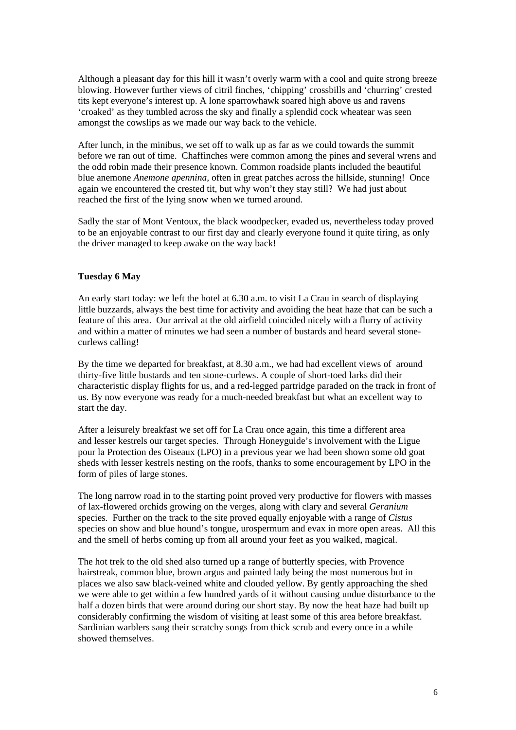Although a pleasant day for this hill it wasn't overly warm with a cool and quite strong breeze blowing. However further views of citril finches, 'chipping' crossbills and 'churring' crested tits kept everyone's interest up. A lone sparrowhawk soared high above us and ravens 'croaked' as they tumbled across the sky and finally a splendid cock wheatear was seen amongst the cowslips as we made our way back to the vehicle.

After lunch, in the minibus, we set off to walk up as far as we could towards the summit before we ran out of time. Chaffinches were common among the pines and several wrens and the odd robin made their presence known. Common roadside plants included the beautiful blue anemone *Anemone apennina*, often in great patches across the hillside, stunning! Once again we encountered the crested tit, but why won't they stay still? We had just about reached the first of the lying snow when we turned around.

Sadly the star of Mont Ventoux, the black woodpecker, evaded us, nevertheless today proved to be an enjoyable contrast to our first day and clearly everyone found it quite tiring, as only the driver managed to keep awake on the way back!

**Tuesday 6 May**

An early start today: we left the hotel at 6.30 a.m. to visit La Crau in search of displaying little buzzards, always the best time for activity and avoiding the heat haze that can be such a feature of this area. Our arrival at the old airfield coincided nicely with a flurry of activity and within a matter of minutes we had seen a number of bustards and heard several stone-curlews calling!

By the time we departed for breakfast, at 8.30 a.m., we had had excellent views of around thirty-five little bustards and ten stone-curlews. A couple of short-toed larks did their characteristic display flights for us, and a red-legged partridge paraded on the track in front of us. By now everyone was ready for a much-needed breakfast but what an excellent way to start the day.

After a leisurely breakfast we set off for La Crau once again, this time a different area and lesser kestrels our target species. Through Honeyguide's involvement with the Ligue pour la Protection des Oiseaux (LPO) in a previous year we had been shown some old goat sheds with lesser kestrels nesting on the roofs, thanks to some encouragement by LPO in the form of piles of large stones.

The long narrow road in to the starting point proved very productive for flowers with masses of lax-flowered orchids growing on the verges, along with clary and several *Geranium* species. Further on the track to the site proved equally enjoyable with a range of *Cistus* species on show and blue hound's tongue, urospermum and evax in more open areas. All this and the smell of herbs coming up from all around your feet as you walked, magical.

The hot trek to the old shed also turned up a range of butterfly species, with Provence hairstreak, common blue, brown argus and painted lady being the most numerous but in places we also saw black-veined white and clouded yellow. By gently approaching the shed we were able to get within a few hundred yards of it without causing undue disturbance to the half a dozen birds that were around during our short stay. By now the heat haze had built up considerably confirming the wisdom of visiting at least some of this area before breakfast. Sardinian warblers sang their scratchy songs from thick scrub and every once in a while showed themselves.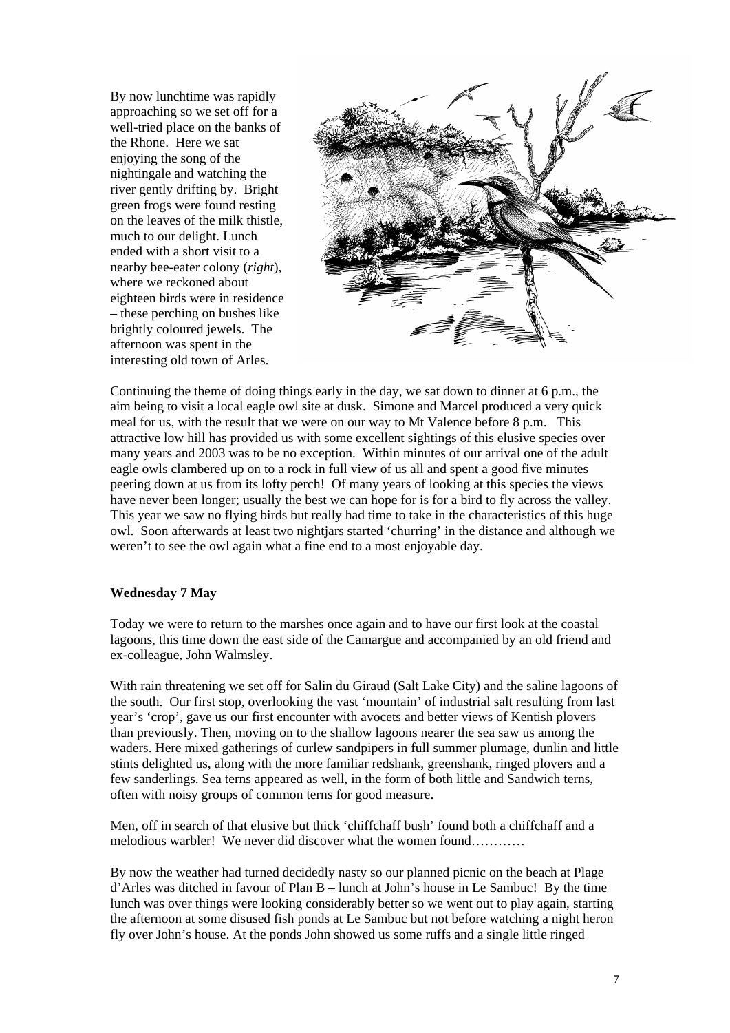By now lunchtime was rapidly approaching so we set off for a well-tried place on the banks of the Rhone. Here we sat enjoying the song of the nightingale and watching the river gently drifting by. Bright green frogs were found resting on the leaves of the milk thistle, much to our delight. Lunch ended with a short visit to a nearby bee-eater colony (*right*), where we reckoned about eighteen birds were in residence – these perching on bushes like brightly coloured jewels. The afternoon was spent in the interesting old town of Arles.

Continuing the theme of doing things early in the day, we sat down to dinner at 6 p.m., the aim being to visit a local eagle owl site at dusk. Simone and Marcel produced a very quick meal for us, with the result that we were on our way to Mt Valence before 8 p.m. This attractive low hill has provided us with some excellent sightings of this elusive species over many years and 2003 was to be no exception. Within minutes of our arrival one of the adult eagle owls clambered up on to a rock in full view of us all and spent a good five minutes peering down at us from its lofty perch! Of many years of looking at this species the views have never been longer; usually the best we can hope for is for a bird to fly across the valley. This year we saw no flying birds but really had time to take in the characteristics of this huge owl. Soon afterwards at least two nightjars started 'churring' in the distance and although we weren't to see the owl again what a fine end to a most enjoyable day.

**Wednesday 7 May**

Today we were to return to the marshes once again and to have our first look at the coastal lagoons, this time down the east side of the Camargue and accompanied by an old friend and ex-colleague, John Walmsley.

With rain threatening we set off for Salin du Giraud (Salt Lake City) and the saline lagoons of the south. Our first stop, overlooking the vast 'mountain' of industrial salt resulting from last year's 'crop', gave us our first encounter with avocets and better views of Kentish plovers than previously. Then, moving on to the shallow lagoons nearer the sea saw us among the waders. Here mixed gatherings of curlew sandpipers in full summer plumage, dunlin and little stints delighted us, along with the more familiar redshank, greenshank, ringed plovers and a few sanderlings. Sea terns appeared as well, in the form of both little and Sandwich terns, often with noisy groups of common terns for good measure.

Men, off in search of that elusive but thick 'chiffchaff bush' found both a chiffchaff and a melodious warbler! We never did discover what the women found…………

By now the weather had turned decidedly nasty so our planned picnic on the beach at Plage d'Arles was ditched in favour of Plan B – lunch at John's house in Le Sambuc! By the time lunch was over things were looking considerably better so we went out to play again, starting the afternoon at some disused fish ponds at Le Sambuc but not before watching a night heron fly over John's house. At the ponds John showed us some ruffs and a single little ringed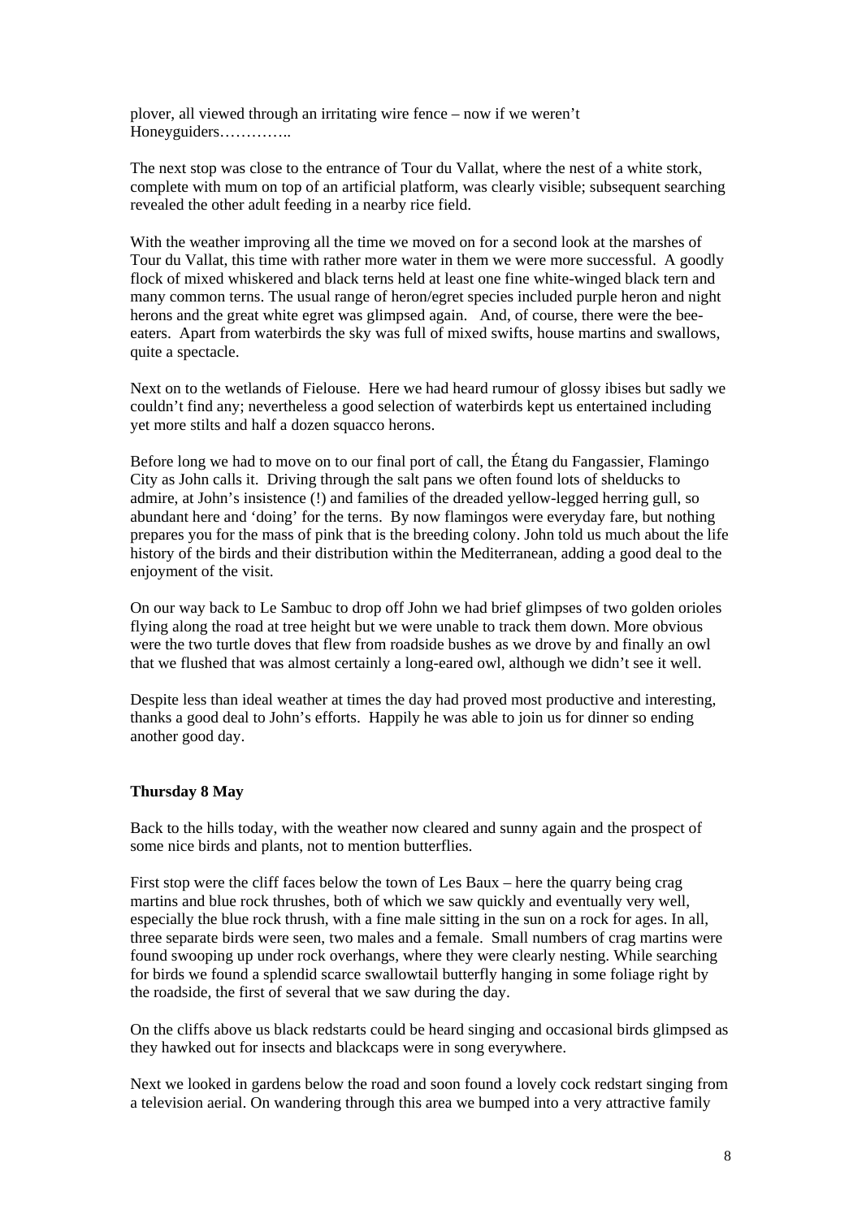plover, all viewed through an irritating wire fence – now if we weren't Honeyguiders…………..

The next stop was close to the entrance of Tour du Vallat, where the nest of a white stork, complete with mum on top of an artificial platform, was clearly visible; subsequent searching revealed the other adult feeding in a nearby rice field.

With the weather improving all the time we moved on for a second look at the marshes of Tour du Vallat, this time with rather more water in them we were more successful. A goodly flock of mixed whiskered and black terns held at least one fine white-winged black tern and many common terns. The usual range of heron/egret species included purple heron and night herons and the great white egret was glimpsed again. And, of course, there were the bee-eaters. Apart from waterbirds the sky was full of mixed swifts, house martins and swallows, quite a spectacle.

Next on to the wetlands of Fielouse. Here we had heard rumour of glossy ibises but sadly we couldn't find any; nevertheless a good selection of waterbirds kept us entertained including yet more stilts and half a dozen squacco herons.

Before long we had to move on to our final port of call, the Étang du Fangassier, Flamingo City as John calls it. Driving through the salt pans we often found lots of shelducks to admire, at John's insistence (!) and families of the dreaded yellow-legged herring gull, so abundant here and 'doing' for the terns. By now flamingos were everyday fare, but nothing prepares you for the mass of pink that is the breeding colony. John told us much about the life history of the birds and their distribution within the Mediterranean, adding a good deal to the enjoyment of the visit.

On our way back to Le Sambuc to drop off John we had brief glimpses of two golden orioles flying along the road at tree height but we were unable to track them down. More obvious were the two turtle doves that flew from roadside bushes as we drove by and finally an owl that we flushed that was almost certainly a long-eared owl, although we didn't see it well.

Despite less than ideal weather at times the day had proved most productive and interesting, thanks a good deal to John's efforts. Happily he was able to join us for dinner so ending another good day.

**Thursday 8 May**

Back to the hills today, with the weather now cleared and sunny again and the prospect of some nice birds and plants, not to mention butterflies.

First stop were the cliff faces below the town of Les Baux – here the quarry being crag martins and blue rock thrushes, both of which we saw quickly and eventually very well, especially the blue rock thrush, with a fine male sitting in the sun on a rock for ages. In all, three separate birds were seen, two males and a female. Small numbers of crag martins were found swooping up under rock overhangs, where they were clearly nesting. While searching for birds we found a splendid scarce swallowtail butterfly hanging in some foliage right by the roadside, the first of several that we saw during the day.

On the cliffs above us black redstarts could be heard singing and occasional birds glimpsed as they hawked out for insects and blackcaps were in song everywhere.

Next we looked in gardens below the road and soon found a lovely cock redstart singing from a television aerial. On wandering through this area we bumped into a very attractive family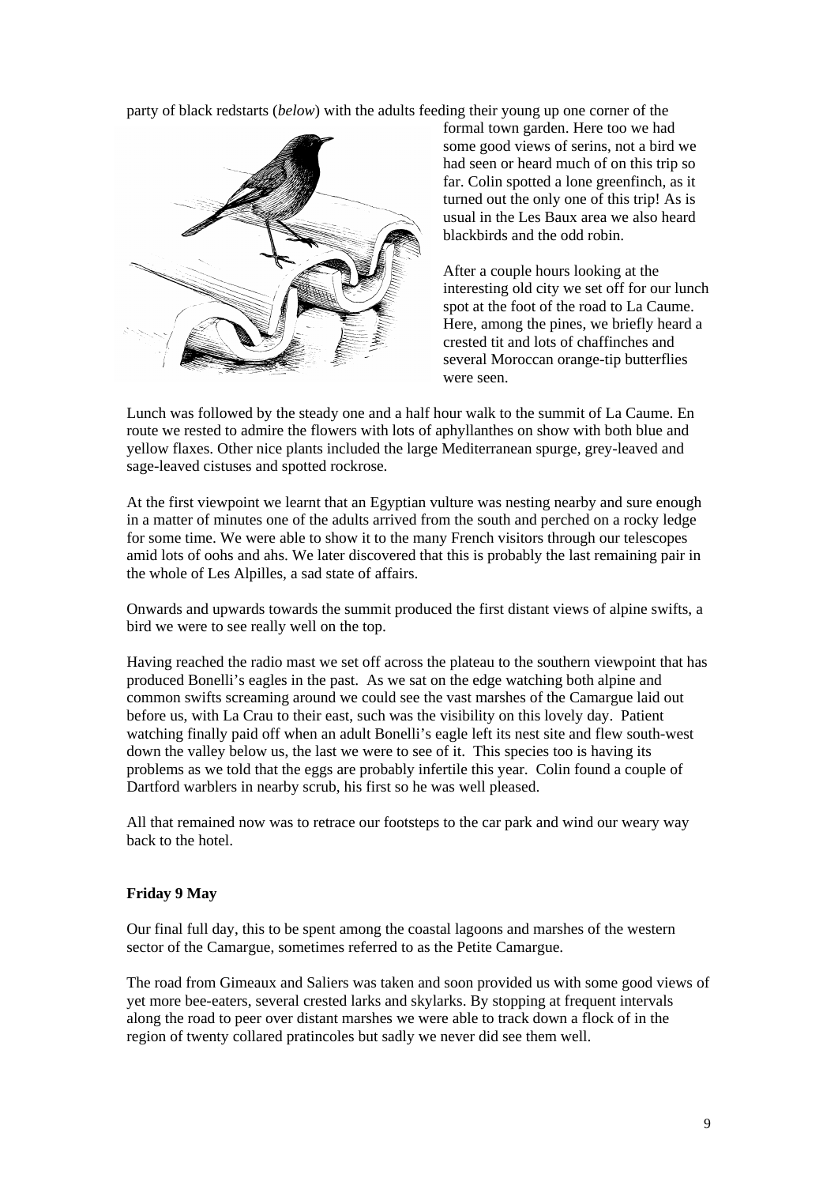party of black redstarts (*below*) with the adults feeding their young up one corner of the formal town garden. Here too we had some good views of serins, not a bird we had seen or heard much of on this trip so far. Colin spotted a lone greenfinch, as it turned out the only one of this trip! As is usual in the Les Baux area we also heard blackbirds and the odd robin.

After a couple hours looking at the interesting old city we set off for our lunch spot at the foot of the road to La Caume. Here, among the pines, we briefly heard a crested tit and lots of chaffinches and several Moroccan orange-tip butterflies were seen.

Lunch was followed by the steady one and a half hour walk to the summit of La Caume. En route we rested to admire the flowers with lots of aphyllanthes on show with both blue and yellow flaxes. Other nice plants included the large Mediterranean spurge, grey-leaved and sage-leaved cistuses and spotted rockrose.

At the first viewpoint we learnt that an Egyptian vulture was nesting nearby and sure enough in a matter of minutes one of the adults arrived from the south and perched on a rocky ledge for some time. We were able to show it to the many French visitors through our telescopes amid lots of oohs and ahs. We later discovered that this is probably the last remaining pair in the whole of Les Alpilles, a sad state of affairs.

Onwards and upwards towards the summit produced the first distant views of alpine swifts, a bird we were to see really well on the top.

Having reached the radio mast we set off across the plateau to the southern viewpoint that has produced Bonelli's eagles in the past. As we sat on the edge watching both alpine and common swifts screaming around we could see the vast marshes of the Camargue laid out before us, with La Crau to their east, such was the visibility on this lovely day. Patient watching finally paid off when an adult Bonelli's eagle left its nest site and flew south-west down the valley below us, the last we were to see of it. This species too is having its problems as we told that the eggs are probably infertile this year. Colin found a couple of Dartford warblers in nearby scrub, his first so he was well pleased.

All that remained now was to retrace our footsteps to the car park and wind our weary way back to the hotel.

**Friday 9 May**

Our final full day, this to be spent among the coastal lagoons and marshes of the western sector of the Camargue, sometimes referred to as the Petite Camargue.

The road from Gimeaux and Saliers was taken and soon provided us with some good views of yet more bee-eaters, several crested larks and skylarks. By stopping at frequent intervals along the road to peer over distant marshes we were able to track down a flock of in the region of twenty collared pratincoles but sadly we never did see them well.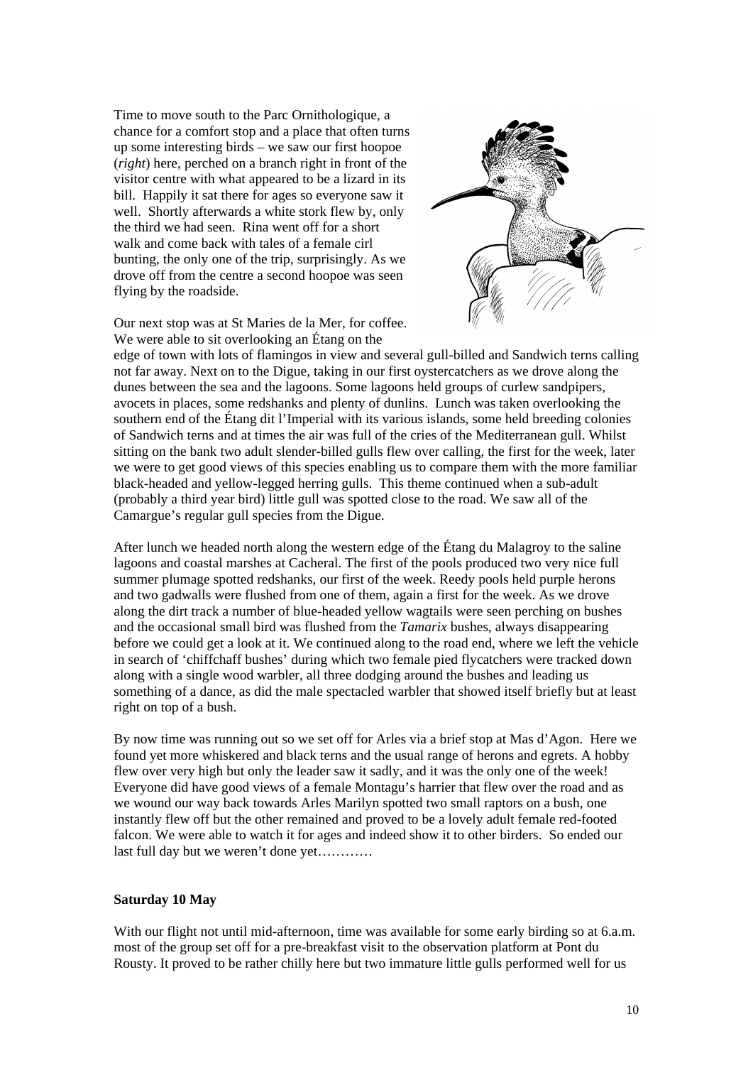Time to move south to the Parc Ornithologique, a chance for a comfort stop and a place that often turns up some interesting birds – we saw our first hoopoe (*right*) here, perched on a branch right in front of the visitor centre with what appeared to be a lizard in its bill. Happily it sat there for ages so everyone saw it well. Shortly afterwards a white stork flew by, only the third we had seen. Rina went off for a short walk and come back with tales of a female cirl bunting, the only one of the trip, surprisingly. As we drove off from the centre a second hoopoe was seen flying by the roadside.

Our next stop was at St Maries de la Mer, for coffee. We were able to sit overlooking an Étang on the edge of town with lots of flamingos in view and several gull-billed and Sandwich terns calling not far away. Next on to the Digue, taking in our first oystercatchers as we drove along the dunes between the sea and the lagoons. Some lagoons held groups of curlew sandpipers, avocets in places, some redshanks and plenty of dunlins. Lunch was taken overlooking the southern end of the Étang dit l'Imperial with its various islands, some held breeding colonies of Sandwich terns and at times the air was full of the cries of the Mediterranean gull. Whilst sitting on the bank two adult slender-billed gulls flew over calling, the first for the week, later we were to get good views of this species enabling us to compare them with the more familiar black-headed and yellow-legged herring gulls. This theme continued when a sub-adult (probably a third year bird) little gull was spotted close to the road. We saw all of the Camargue's regular gull species from the Digue.

After lunch we headed north along the western edge of the Étang du Malagroy to the saline lagoons and coastal marshes at Cacheral. The first of the pools produced two very nice full summer plumage spotted redshanks, our first of the week. Reedy pools held purple herons and two gadwalls were flushed from one of them, again a first for the week. As we drove along the dirt track a number of blue-headed yellow wagtails were seen perching on bushes and the occasional small bird was flushed from the *Tamarix* bushes, always disappearing before we could get a look at it. We continued along to the road end, where we left the vehicle in search of 'chiffchaff bushes' during which two female pied flycatchers were tracked down along with a single wood warbler, all three dodging around the bushes and leading us something of a dance, as did the male spectacled warbler that showed itself briefly but at least right on top of a bush.

By now time was running out so we set off for Arles via a brief stop at Mas d'Agon. Here we found yet more whiskered and black terns and the usual range of herons and egrets. A hobby flew over very high but only the leader saw it sadly, and it was the only one of the week! Everyone did have good views of a female Montagu's harrier that flew over the road and as we wound our way back towards Arles Marilyn spotted two small raptors on a bush, one instantly flew off but the other remained and proved to be a lovely adult female red-footed falcon. We were able to watch it for ages and indeed show it to other birders. So ended our last full day but we weren't done yet…………

**Saturday 10 May**

With our flight not until mid-afternoon, time was available for some early birding so at 6.a.m. most of the group set off for a pre-breakfast visit to the observation platform at Pont du Rousty. It proved to be rather chilly here but two immature little gulls performed well for us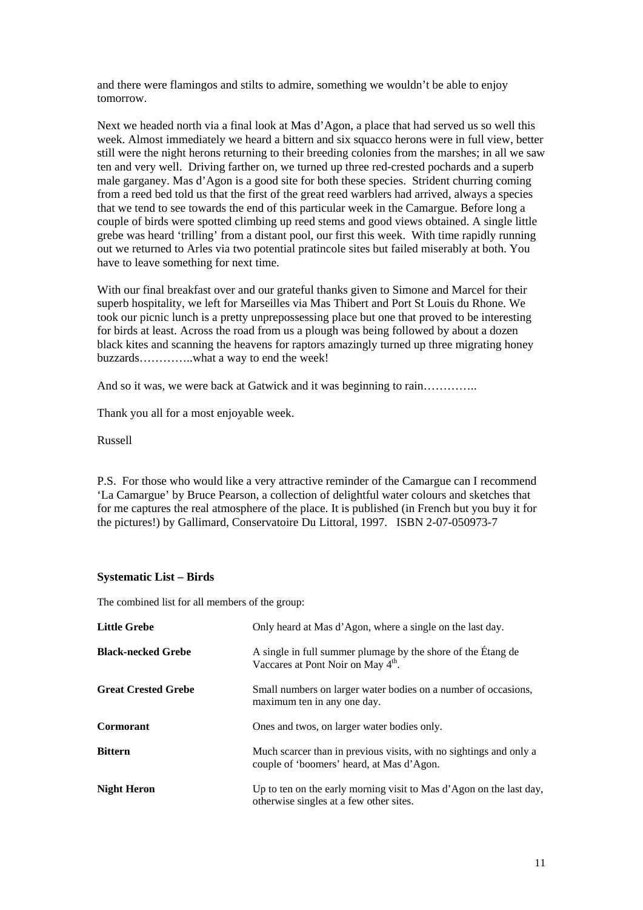and there were flamingos and stilts to admire, something we wouldn't be able to enjoy tomorrow.

Next we headed north via a final look at Mas d'Agon, a place that had served us so well this week. Almost immediately we heard a bittern and six squacco herons were in full view, better still were the night herons returning to their breeding colonies from the marshes; in all we saw ten and very well. Driving farther on, we turned up three red-crested pochards and a superb male garganey. Mas d'Agon is a good site for both these species. Strident churring coming from a reed bed told us that the first of the great reed warblers had arrived, always a species that we tend to see towards the end of this particular week in the Camargue. Before long a couple of birds were spotted climbing up reed stems and good views obtained. A single little grebe was heard 'trilling' from a distant pool, our first this week. With time rapidly running out we returned to Arles via two potential pratincole sites but failed miserably at both. You have to leave something for next time.

With our final breakfast over and our grateful thanks given to Simone and Marcel for their superb hospitality, we left for Marseilles via Mas Thibert and Port St Louis du Rhone. We took our picnic lunch is a pretty unprepossessing place but one that proved to be interesting for birds at least. Across the road from us a plough was being followed by about a dozen black kites and scanning the heavens for raptors amazingly turned up three migrating honey buzzards…………..what a way to end the week!

And so it was, we were back at Gatwick and it was beginning to rain…………..

Thank you all for a most enjoyable week.

Russell

P.S. For those who would like a very attractive reminder of the Camargue can I recommend 'La Camargue' by Bruce Pearson, a collection of delightful water colours and sketches that for me captures the real atmosphere of the place. It is published (in French but you buy it for the pictures!) by Gallimard, Conservatoire Du Littoral, 1997. ISBN 2-07-050973-7

### Systematic List – Birds

The combined list for all members of the group:

| | |
|---|---|
| **Little Grebe** | Only heard at Mas d'Agon, where a single on the last day. |
| **Black-necked Grebe** | A single in full summer plumage by the shore of the Étang de Vaccares at Pont Noir on May 4th. |
| **Great Crested Grebe** | Small numbers on larger water bodies on a number of occasions, maximum ten in any one day. |
| **Cormorant** | Ones and twos, on larger water bodies only. |
| **Bittern** | Much scarcer than in previous visits, with no sightings and only a couple of 'boomers' heard, at Mas d'Agon. |
| **Night Heron** | Up to ten on the early morning visit to Mas d'Agon on the last day, otherwise singles at a few other sites. |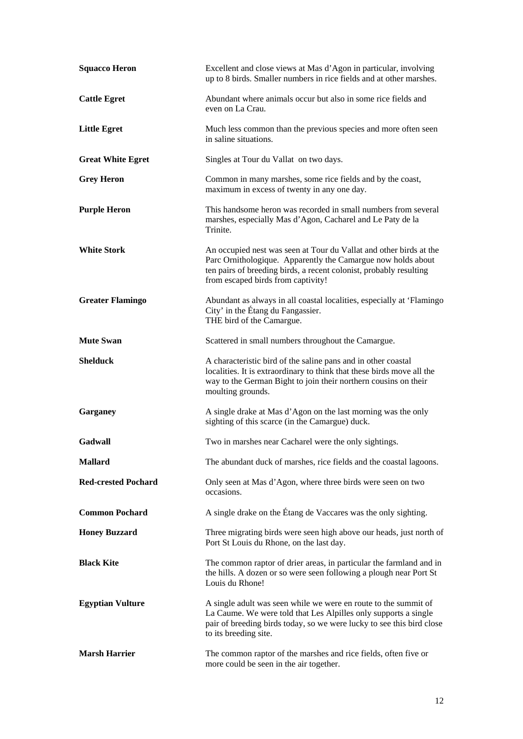**Squacco Heron** Excellent and close views at Mas d'Agon in particular, involving up to 8 birds. Smaller numbers in rice fields and at other marshes.

**Cattle Egret** Abundant where animals occur but also in some rice fields and even on La Crau.

**Little Egret** Much less common than the previous species and more often seen in saline situations.

**Great White Egret** Singles at Tour du Vallat on two days.

**Grey Heron** Common in many marshes, some rice fields and by the coast, maximum in excess of twenty in any one day.

**Purple Heron** This handsome heron was recorded in small numbers from several marshes, especially Mas d'Agon, Cacharel and Le Paty de la Trinite.

**White Stork** An occupied nest was seen at Tour du Vallat and other birds at the Parc Ornithologique. Apparently the Camargue now holds about ten pairs of breeding birds, a recent colonist, probably resulting from escaped birds from captivity!

**Greater Flamingo** Abundant as always in all coastal localities, especially at 'Flamingo City' in the Étang du Fangassier.
THE bird of the Camargue.

**Mute Swan** Scattered in small numbers throughout the Camargue.

**Shelduck** A characteristic bird of the saline pans and in other coastal localities. It is extraordinary to think that these birds move all the way to the German Bight to join their northern cousins on their moulting grounds.

**Garganey** A single drake at Mas d'Agon on the last morning was the only sighting of this scarce (in the Camargue) duck.

**Gadwall** Two in marshes near Cacharel were the only sightings.

**Mallard** The abundant duck of marshes, rice fields and the coastal lagoons.

**Red-crested Pochard** Only seen at Mas d'Agon, where three birds were seen on two occasions.

**Common Pochard** A single drake on the Étang de Vaccares was the only sighting.

**Honey Buzzard** Three migrating birds were seen high above our heads, just north of Port St Louis du Rhone, on the last day.

**Black Kite** The common raptor of drier areas, in particular the farmland and in the hills. A dozen or so were seen following a plough near Port St Louis du Rhone!

**Egyptian Vulture** A single adult was seen while we were en route to the summit of La Caume. We were told that Les Alpilles only supports a single pair of breeding birds today, so we were lucky to see this bird close to its breeding site.

**Marsh Harrier** The common raptor of the marshes and rice fields, often five or more could be seen in the air together.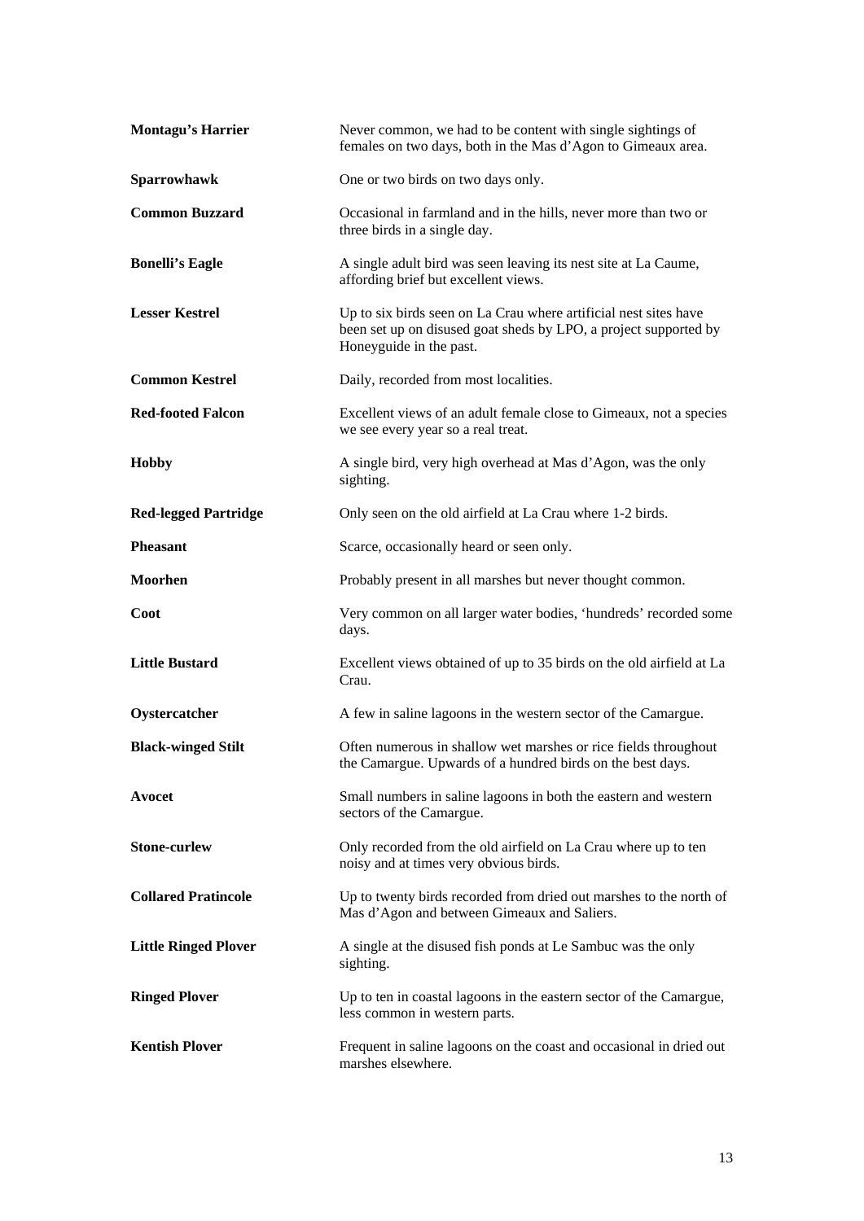| | |
|---|---|
| **Montagu's Harrier** | Never common, we had to be content with single sightings of females on two days, both in the Mas d'Agon to Gimeaux area. |
| **Sparrowhawk** | One or two birds on two days only. |
| **Common Buzzard** | Occasional in farmland and in the hills, never more than two or three birds in a single day. |
| **Bonelli's Eagle** | A single adult bird was seen leaving its nest site at La Caume, affording brief but excellent views. |
| **Lesser Kestrel** | Up to six birds seen on La Crau where artificial nest sites have been set up on disused goat sheds by LPO, a project supported by Honeyguide in the past. |
| **Common Kestrel** | Daily, recorded from most localities. |
| **Red-footed Falcon** | Excellent views of an adult female close to Gimeaux, not a species we see every year so a real treat. |
| **Hobby** | A single bird, very high overhead at Mas d'Agon, was the only sighting. |
| **Red-legged Partridge** | Only seen on the old airfield at La Crau where 1-2 birds. |
| **Pheasant** | Scarce, occasionally heard or seen only. |
| **Moorhen** | Probably present in all marshes but never thought common. |
| **Coot** | Very common on all larger water bodies, 'hundreds' recorded some days. |
| **Little Bustard** | Excellent views obtained of up to 35 birds on the old airfield at La Crau. |
| **Oystercatcher** | A few in saline lagoons in the western sector of the Camargue. |
| **Black-winged Stilt** | Often numerous in shallow wet marshes or rice fields throughout the Camargue. Upwards of a hundred birds on the best days. |
| **Avocet** | Small numbers in saline lagoons in both the eastern and western sectors of the Camargue. |
| **Stone-curlew** | Only recorded from the old airfield on La Crau where up to ten noisy and at times very obvious birds. |
| **Collared Pratincole** | Up to twenty birds recorded from dried out marshes to the north of Mas d'Agon and between Gimeaux and Saliers. |
| **Little Ringed Plover** | A single at the disused fish ponds at Le Sambuc was the only sighting. |
| **Ringed Plover** | Up to ten in coastal lagoons in the eastern sector of the Camargue, less common in western parts. |
| **Kentish Plover** | Frequent in saline lagoons on the coast and occasional in dried out marshes elsewhere. |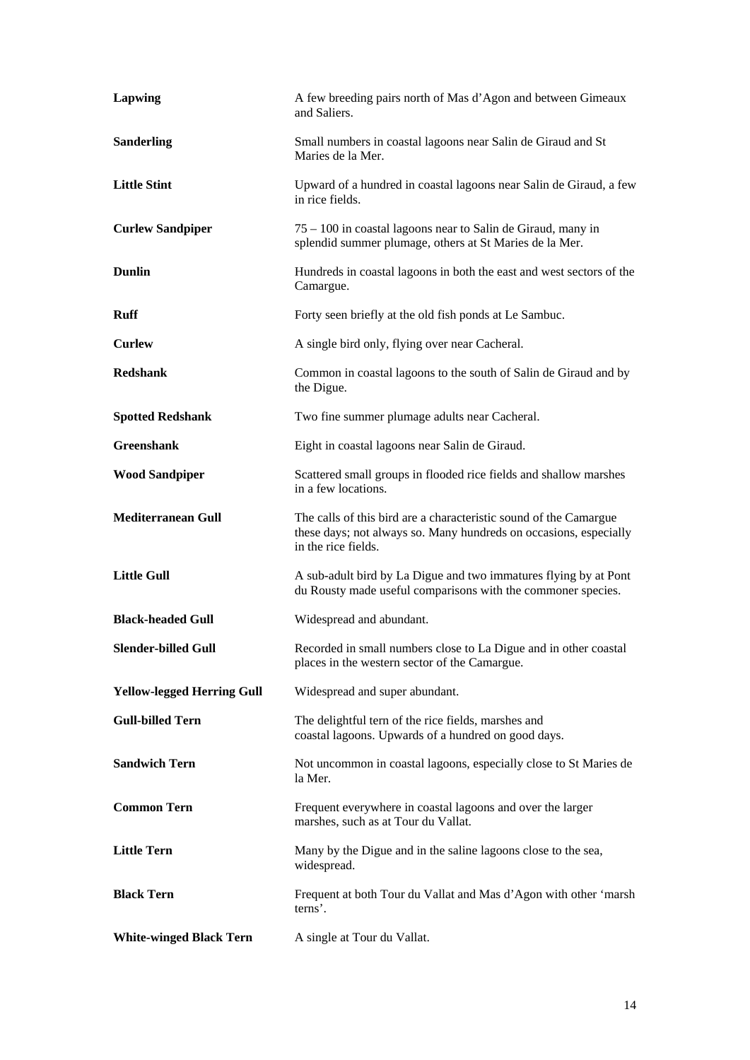| | |
|---|---|
| **Lapwing** | A few breeding pairs north of Mas d'Agon and between Gimeaux and Saliers. |
| **Sanderling** | Small numbers in coastal lagoons near Salin de Giraud and St Maries de la Mer. |
| **Little Stint** | Upward of a hundred in coastal lagoons near Salin de Giraud, a few in rice fields. |
| **Curlew Sandpiper** | 75 – 100 in coastal lagoons near to Salin de Giraud, many in splendid summer plumage, others at St Maries de la Mer. |
| **Dunlin** | Hundreds in coastal lagoons in both the east and west sectors of the Camargue. |
| **Ruff** | Forty seen briefly at the old fish ponds at Le Sambuc. |
| **Curlew** | A single bird only, flying over near Cacheral. |
| **Redshank** | Common in coastal lagoons to the south of Salin de Giraud and by the Digue. |
| **Spotted Redshank** | Two fine summer plumage adults near Cacheral. |
| **Greenshank** | Eight in coastal lagoons near Salin de Giraud. |
| **Wood Sandpiper** | Scattered small groups in flooded rice fields and shallow marshes in a few locations. |
| **Mediterranean Gull** | The calls of this bird are a characteristic sound of the Camargue these days; not always so. Many hundreds on occasions, especially in the rice fields. |
| **Little Gull** | A sub-adult bird by La Digue and two immatures flying by at Pont du Rousty made useful comparisons with the commoner species. |
| **Black-headed Gull** | Widespread and abundant. |
| **Slender-billed Gull** | Recorded in small numbers close to La Digue and in other coastal places in the western sector of the Camargue. |
| **Yellow-legged Herring Gull** | Widespread and super abundant. |
| **Gull-billed Tern** | The delightful tern of the rice fields, marshes and coastal lagoons. Upwards of a hundred on good days. |
| **Sandwich Tern** | Not uncommon in coastal lagoons, especially close to St Maries de la Mer. |
| **Common Tern** | Frequent everywhere in coastal lagoons and over the larger marshes, such as at Tour du Vallat. |
| **Little Tern** | Many by the Digue and in the saline lagoons close to the sea, widespread. |
| **Black Tern** | Frequent at both Tour du Vallat and Mas d'Agon with other 'marsh terns'. |
| **White-winged Black Tern** | A single at Tour du Vallat. |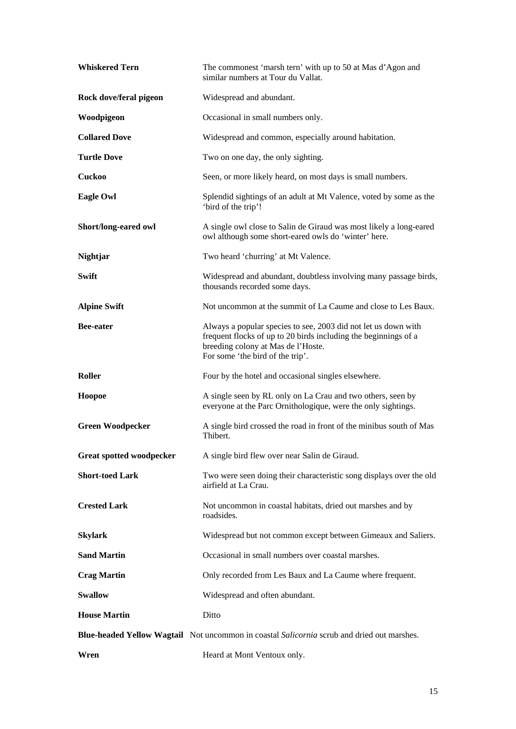| | |
|---|---|
| **Whiskered Tern** | The commonest 'marsh tern' with up to 50 at Mas d'Agon and similar numbers at Tour du Vallat. |
| **Rock dove/feral pigeon** | Widespread and abundant. |
| **Woodpigeon** | Occasional in small numbers only. |
| **Collared Dove** | Widespread and common, especially around habitation. |
| **Turtle Dove** | Two on one day, the only sighting. |
| **Cuckoo** | Seen, or more likely heard, on most days is small numbers. |
| **Eagle Owl** | Splendid sightings of an adult at Mt Valence, voted by some as the 'bird of the trip'! |
| **Short/long-eared owl** | A single owl close to Salin de Giraud was most likely a long-eared owl although some short-eared owls do 'winter' here. |
| **Nightjar** | Two heard 'churring' at Mt Valence. |
| **Swift** | Widespread and abundant, doubtless involving many passage birds, thousands recorded some days. |
| **Alpine Swift** | Not uncommon at the summit of La Caume and close to Les Baux. |
| **Bee-eater** | Always a popular species to see, 2003 did not let us down with frequent flocks of up to 20 birds including the beginnings of a breeding colony at Mas de l'Hoste. For some 'the bird of the trip'. |
| **Roller** | Four by the hotel and occasional singles elsewhere. |
| **Hoopoe** | A single seen by RL only on La Crau and two others, seen by everyone at the Parc Ornithologique, were the only sightings. |
| **Green Woodpecker** | A single bird crossed the road in front of the minibus south of Mas Thibert. |
| **Great spotted woodpecker** | A single bird flew over near Salin de Giraud. |
| **Short-toed Lark** | Two were seen doing their characteristic song displays over the old airfield at La Crau. |
| **Crested Lark** | Not uncommon in coastal habitats, dried out marshes and by roadsides. |
| **Skylark** | Widespread but not common except between Gimeaux and Saliers. |
| **Sand Martin** | Occasional in small numbers over coastal marshes. |
| **Crag Martin** | Only recorded from Les Baux and La Caume where frequent. |
| **Swallow** | Widespread and often abundant. |
| **House Martin** | Ditto |
| **Blue-headed Yellow Wagtail** | Not uncommon in coastal *Salicornia* scrub and dried out marshes. |
| **Wren** | Heard at Mont Ventoux only. |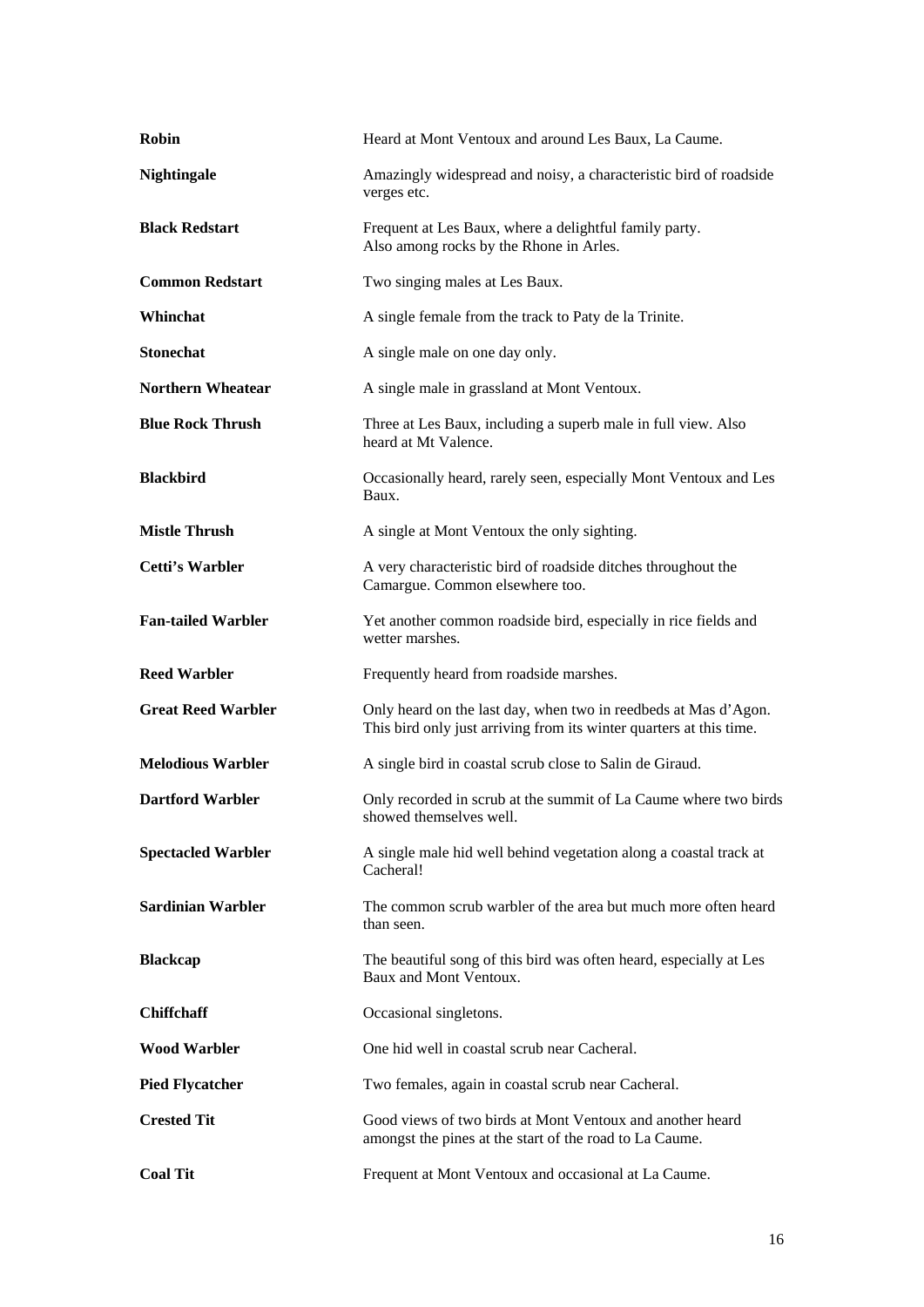| | |
|---|---|
| **Robin** | Heard at Mont Ventoux and around Les Baux, La Caume. |
| **Nightingale** | Amazingly widespread and noisy, a characteristic bird of roadside verges etc. |
| **Black Redstart** | Frequent at Les Baux, where a delightful family party. Also among rocks by the Rhone in Arles. |
| **Common Redstart** | Two singing males at Les Baux. |
| **Whinchat** | A single female from the track to Paty de la Trinite. |
| **Stonechat** | A single male on one day only. |
| **Northern Wheatear** | A single male in grassland at Mont Ventoux. |
| **Blue Rock Thrush** | Three at Les Baux, including a superb male in full view. Also heard at Mt Valence. |
| **Blackbird** | Occasionally heard, rarely seen, especially Mont Ventoux and Les Baux. |
| **Mistle Thrush** | A single at Mont Ventoux the only sighting. |
| **Cetti's Warbler** | A very characteristic bird of roadside ditches throughout the Camargue. Common elsewhere too. |
| **Fan-tailed Warbler** | Yet another common roadside bird, especially in rice fields and wetter marshes. |
| **Reed Warbler** | Frequently heard from roadside marshes. |
| **Great Reed Warbler** | Only heard on the last day, when two in reedbeds at Mas d'Agon. This bird only just arriving from its winter quarters at this time. |
| **Melodious Warbler** | A single bird in coastal scrub close to Salin de Giraud. |
| **Dartford Warbler** | Only recorded in scrub at the summit of La Caume where two birds showed themselves well. |
| **Spectacled Warbler** | A single male hid well behind vegetation along a coastal track at Cacheral! |
| **Sardinian Warbler** | The common scrub warbler of the area but much more often heard than seen. |
| **Blackcap** | The beautiful song of this bird was often heard, especially at Les Baux and Mont Ventoux. |
| **Chiffchaff** | Occasional singletons. |
| **Wood Warbler** | One hid well in coastal scrub near Cacheral. |
| **Pied Flycatcher** | Two females, again in coastal scrub near Cacheral. |
| **Crested Tit** | Good views of two birds at Mont Ventoux and another heard amongst the pines at the start of the road to La Caume. |
| **Coal Tit** | Frequent at Mont Ventoux and occasional at La Caume. |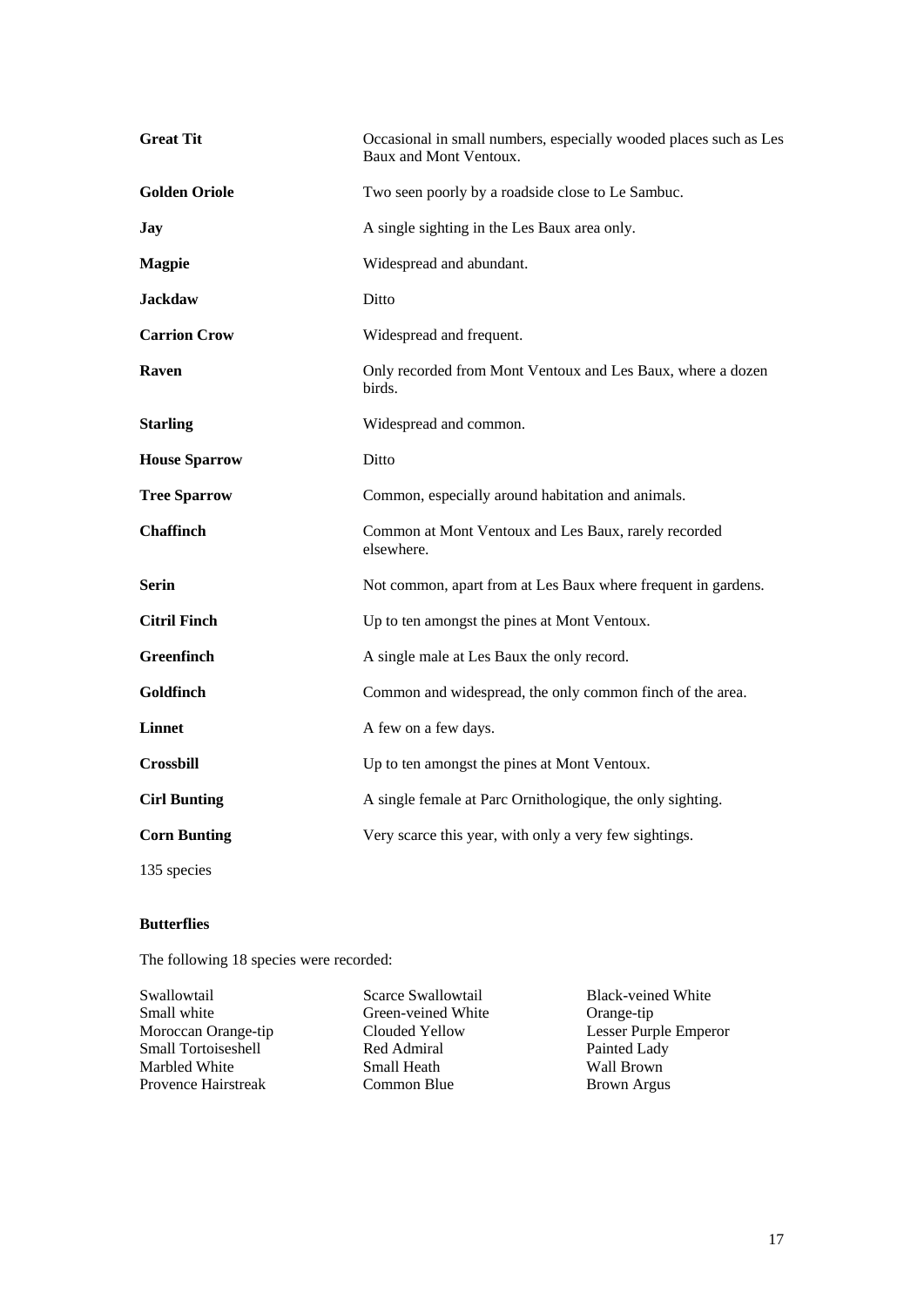**Great Tit** Occasional in small numbers, especially wooded places such as Les Baux and Mont Ventoux.

**Golden Oriole** Two seen poorly by a roadside close to Le Sambuc.

**Jay** A single sighting in the Les Baux area only.

**Magpie** Widespread and abundant.

**Jackdaw** Ditto

**Carrion Crow** Widespread and frequent.

**Raven** Only recorded from Mont Ventoux and Les Baux, where a dozen birds.

**Starling** Widespread and common.

**House Sparrow** Ditto

**Tree Sparrow** Common, especially around habitation and animals.

**Chaffinch** Common at Mont Ventoux and Les Baux, rarely recorded elsewhere.

**Serin** Not common, apart from at Les Baux where frequent in gardens.

**Citril Finch** Up to ten amongst the pines at Mont Ventoux.

**Greenfinch** A single male at Les Baux the only record.

**Goldfinch** Common and widespread, the only common finch of the area.

**Linnet** A few on a few days.

**Crossbill** Up to ten amongst the pines at Mont Ventoux.

**Cirl Bunting** A single female at Parc Ornithologique, the only sighting.

**Corn Bunting** Very scarce this year, with only a very few sightings.

135 species

**Butterflies**

The following 18 species were recorded:

Swallowtail
Small white
Moroccan Orange-tip
Small Tortoiseshell
Marbled White
Provence Hairstreak
Scarce Swallowtail
Green-veined White
Clouded Yellow
Red Admiral
Small Heath
Common Blue
Black-veined White
Orange-tip
Lesser Purple Emperor
Painted Lady
Wall Brown
Brown Argus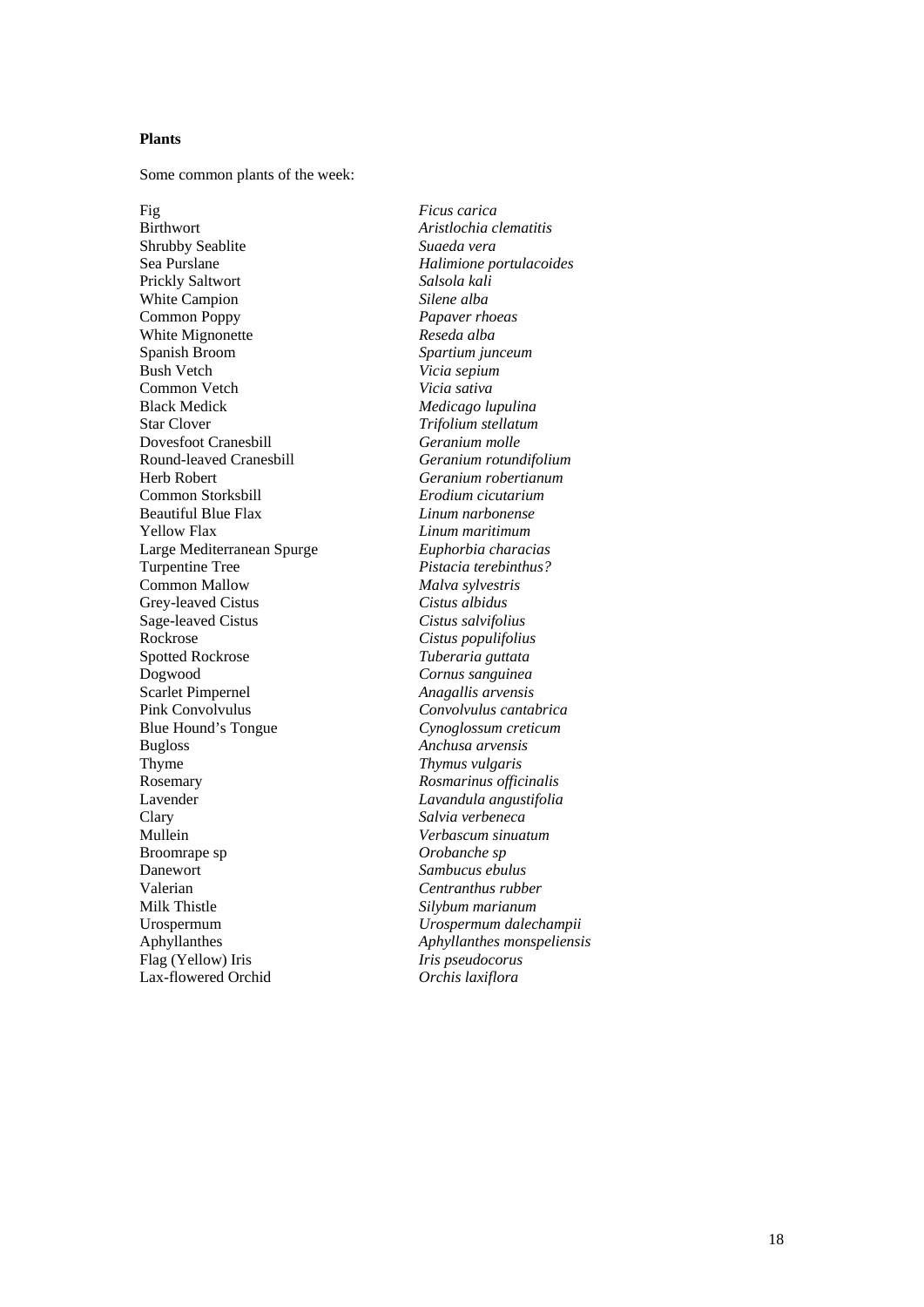**Plants**

Some common plants of the week:

| | |
|---|---|
| Fig | *Ficus carica* |
| Birthwort | *Aristlochia clematitis* |
| Shrubby Seablite | *Suaeda vera* |
| Sea Purslane | *Halimione portulacoides* |
| Prickly Saltwort | *Salsola kali* |
| White Campion | *Silene alba* |
| Common Poppy | *Papaver rhoeas* |
| White Mignonette | *Reseda alba* |
| Spanish Broom | *Spartium junceum* |
| Bush Vetch | *Vicia sepium* |
| Common Vetch | *Vicia sativa* |
| Black Medick | *Medicago lupulina* |
| Star Clover | *Trifolium stellatum* |
| Dovesfoot Cranesbill | *Geranium molle* |
| Round-leaved Cranesbill | *Geranium rotundifolium* |
| Herb Robert | *Geranium robertianum* |
| Common Storksbill | *Erodium cicutarium* |
| Beautiful Blue Flax | *Linum narbonense* |
| Yellow Flax | *Linum maritimum* |
| Large Mediterranean Spurge | *Euphorbia characias* |
| Turpentine Tree | *Pistacia terebinthus?* |
| Common Mallow | *Malva sylvestris* |
| Grey-leaved Cistus | *Cistus albidus* |
| Sage-leaved Cistus | *Cistus salvifolius* |
| Rockrose | *Cistus populifolius* |
| Spotted Rockrose | *Tuberaria guttata* |
| Dogwood | *Cornus sanguinea* |
| Scarlet Pimpernel | *Anagallis arvensis* |
| Pink Convolvulus | *Convolvulus cantabrica* |
| Blue Hound's Tongue | *Cynoglossum creticum* |
| Bugloss | *Anchusa arvensis* |
| Thyme | *Thymus vulgaris* |
| Rosemary | *Rosmarinus officinalis* |
| Lavender | *Lavandula angustifolia* |
| Clary | *Salvia verbeneca* |
| Mullein | *Verbascum sinuatum* |
| Broomrape sp | *Orobanche sp* |
| Danewort | *Sambucus ebulus* |
| Valerian | *Centranthus rubber* |
| Milk Thistle | *Silybum marianum* |
| Urospermum | *Urospermum dalechampii* |
| Aphyllanthes | *Aphyllanthes monspeliensis* |
| Flag (Yellow) Iris | *Iris pseudocorus* |
| Lax-flowered Orchid | *Orchis laxiflora* |